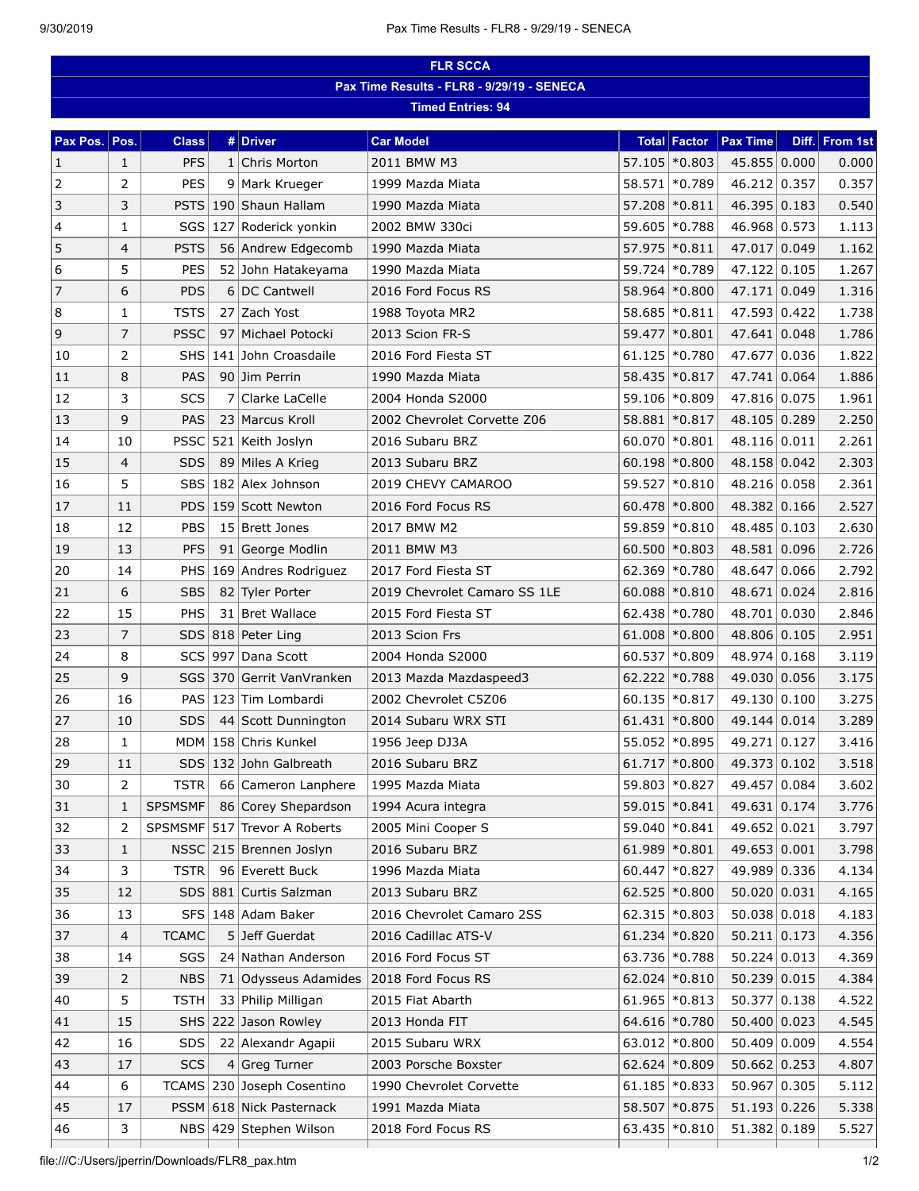# FLR SCCA

## Pax Time Results - FLR8 - 9/29/19 - SENECA

**Timed Entries: 94**

| Pax Pos. | Pos. | Class | # | Driver | Car Model | Total | Factor | Pax Time | Diff. | From 1st |
|---|---|---|---|---|---|---|---|---|---|---|
| 1 | 1 | PFS | 1 | Chris Morton | 2011 BMW M3 | 57.105 | *0.803 | 45.855 | 0.000 | 0.000 |
| 2 | 2 | PES | 9 | Mark Krueger | 1999 Mazda Miata | 58.571 | *0.789 | 46.212 | 0.357 | 0.357 |
| 3 | 3 | PSTS | 190 | Shaun Hallam | 1990 Mazda Miata | 57.208 | *0.811 | 46.395 | 0.183 | 0.540 |
| 4 | 1 | SGS | 127 | Roderick yonkin | 2002 BMW 330ci | 59.605 | *0.788 | 46.968 | 0.573 | 1.113 |
| 5 | 4 | PSTS | 56 | Andrew Edgecomb | 1990 Mazda Miata | 57.975 | *0.811 | 47.017 | 0.049 | 1.162 |
| 6 | 5 | PES | 52 | John Hatakeyama | 1990 Mazda Miata | 59.724 | *0.789 | 47.122 | 0.105 | 1.267 |
| 7 | 6 | PDS | 6 | DC Cantwell | 2016 Ford Focus RS | 58.964 | *0.800 | 47.171 | 0.049 | 1.316 |
| 8 | 1 | TSTS | 27 | Zach Yost | 1988 Toyota MR2 | 58.685 | *0.811 | 47.593 | 0.422 | 1.738 |
| 9 | 7 | PSSC | 97 | Michael Potocki | 2013 Scion FR-S | 59.477 | *0.801 | 47.641 | 0.048 | 1.786 |
| 10 | 2 | SHS | 141 | John Croasdaile | 2016 Ford Fiesta ST | 61.125 | *0.780 | 47.677 | 0.036 | 1.822 |
| 11 | 8 | PAS | 90 | Jim Perrin | 1990 Mazda Miata | 58.435 | *0.817 | 47.741 | 0.064 | 1.886 |
| 12 | 3 | SCS | 7 | Clarke LaCelle | 2004 Honda S2000 | 59.106 | *0.809 | 47.816 | 0.075 | 1.961 |
| 13 | 9 | PAS | 23 | Marcus Kroll | 2002 Chevrolet Corvette Z06 | 58.881 | *0.817 | 48.105 | 0.289 | 2.250 |
| 14 | 10 | PSSC | 521 | Keith Joslyn | 2016 Subaru BRZ | 60.070 | *0.801 | 48.116 | 0.011 | 2.261 |
| 15 | 4 | SDS | 89 | Miles A Krieg | 2013 Subaru BRZ | 60.198 | *0.800 | 48.158 | 0.042 | 2.303 |
| 16 | 5 | SBS | 182 | Alex Johnson | 2019 CHEVY CAMAROO | 59.527 | *0.810 | 48.216 | 0.058 | 2.361 |
| 17 | 11 | PDS | 159 | Scott Newton | 2016 Ford Focus RS | 60.478 | *0.800 | 48.382 | 0.166 | 2.527 |
| 18 | 12 | PBS | 15 | Brett Jones | 2017 BMW M2 | 59.859 | *0.810 | 48.485 | 0.103 | 2.630 |
| 19 | 13 | PFS | 91 | George Modlin | 2011 BMW M3 | 60.500 | *0.803 | 48.581 | 0.096 | 2.726 |
| 20 | 14 | PHS | 169 | Andres Rodriguez | 2017 Ford Fiesta ST | 62.369 | *0.780 | 48.647 | 0.066 | 2.792 |
| 21 | 6 | SBS | 82 | Tyler Porter | 2019 Chevrolet Camaro SS 1LE | 60.088 | *0.810 | 48.671 | 0.024 | 2.816 |
| 22 | 15 | PHS | 31 | Bret Wallace | 2015 Ford Fiesta ST | 62.438 | *0.780 | 48.701 | 0.030 | 2.846 |
| 23 | 7 | SDS | 818 | Peter Ling | 2013 Scion Frs | 61.008 | *0.800 | 48.806 | 0.105 | 2.951 |
| 24 | 8 | SCS | 997 | Dana Scott | 2004 Honda S2000 | 60.537 | *0.809 | 48.974 | 0.168 | 3.119 |
| 25 | 9 | SGS | 370 | Gerrit VanVranken | 2013 Mazda Mazdaspeed3 | 62.222 | *0.788 | 49.030 | 0.056 | 3.175 |
| 26 | 16 | PAS | 123 | Tim Lombardi | 2002 Chevrolet C5Z06 | 60.135 | *0.817 | 49.130 | 0.100 | 3.275 |
| 27 | 10 | SDS | 44 | Scott Dunnington | 2014 Subaru WRX STI | 61.431 | *0.800 | 49.144 | 0.014 | 3.289 |
| 28 | 1 | MDM | 158 | Chris Kunkel | 1956 Jeep DJ3A | 55.052 | *0.895 | 49.271 | 0.127 | 3.416 |
| 29 | 11 | SDS | 132 | John Galbreath | 2016 Subaru BRZ | 61.717 | *0.800 | 49.373 | 0.102 | 3.518 |
| 30 | 2 | TSTR | 66 | Cameron Lanphere | 1995 Mazda Miata | 59.803 | *0.827 | 49.457 | 0.084 | 3.602 |
| 31 | 1 | SPSMSMF | 86 | Corey Shepardson | 1994 Acura integra | 59.015 | *0.841 | 49.631 | 0.174 | 3.776 |
| 32 | 2 | SPSMSMF | 517 | Trevor A Roberts | 2005 Mini Cooper S | 59.040 | *0.841 | 49.652 | 0.021 | 3.797 |
| 33 | 1 | NSSC | 215 | Brennen Joslyn | 2016 Subaru BRZ | 61.989 | *0.801 | 49.653 | 0.001 | 3.798 |
| 34 | 3 | TSTR | 96 | Everett Buck | 1996 Mazda Miata | 60.447 | *0.827 | 49.989 | 0.336 | 4.134 |
| 35 | 12 | SDS | 881 | Curtis Salzman | 2013 Subaru BRZ | 62.525 | *0.800 | 50.020 | 0.031 | 4.165 |
| 36 | 13 | SFS | 148 | Adam Baker | 2016 Chevrolet Camaro 2SS | 62.315 | *0.803 | 50.038 | 0.018 | 4.183 |
| 37 | 4 | TCAMC | 5 | Jeff Guerdat | 2016 Cadillac ATS-V | 61.234 | *0.820 | 50.211 | 0.173 | 4.356 |
| 38 | 14 | SGS | 24 | Nathan Anderson | 2016 Ford Focus ST | 63.736 | *0.788 | 50.224 | 0.013 | 4.369 |
| 39 | 2 | NBS | 71 | Odysseus Adamides | 2018 Ford Focus RS | 62.024 | *0.810 | 50.239 | 0.015 | 4.384 |
| 40 | 5 | TSTH | 33 | Philip Milligan | 2015 Fiat Abarth | 61.965 | *0.813 | 50.377 | 0.138 | 4.522 |
| 41 | 15 | SHS | 222 | Jason Rowley | 2013 Honda FIT | 64.616 | *0.780 | 50.400 | 0.023 | 4.545 |
| 42 | 16 | SDS | 22 | Alexandr Agapii | 2015 Subaru WRX | 63.012 | *0.800 | 50.409 | 0.009 | 4.554 |
| 43 | 17 | SCS | 4 | Greg Turner | 2003 Porsche Boxster | 62.624 | *0.809 | 50.662 | 0.253 | 4.807 |
| 44 | 6 | TCAMS | 230 | Joseph Cosentino | 1990 Chevrolet Corvette | 61.185 | *0.833 | 50.967 | 0.305 | 5.112 |
| 45 | 17 | PSSM | 618 | Nick Pasternack | 1991 Mazda Miata | 58.507 | *0.875 | 51.193 | 0.226 | 5.338 |
| 46 | 3 | NBS | 429 | Stephen Wilson | 2018 Ford Focus RS | 63.435 | *0.810 | 51.382 | 0.189 | 5.527 |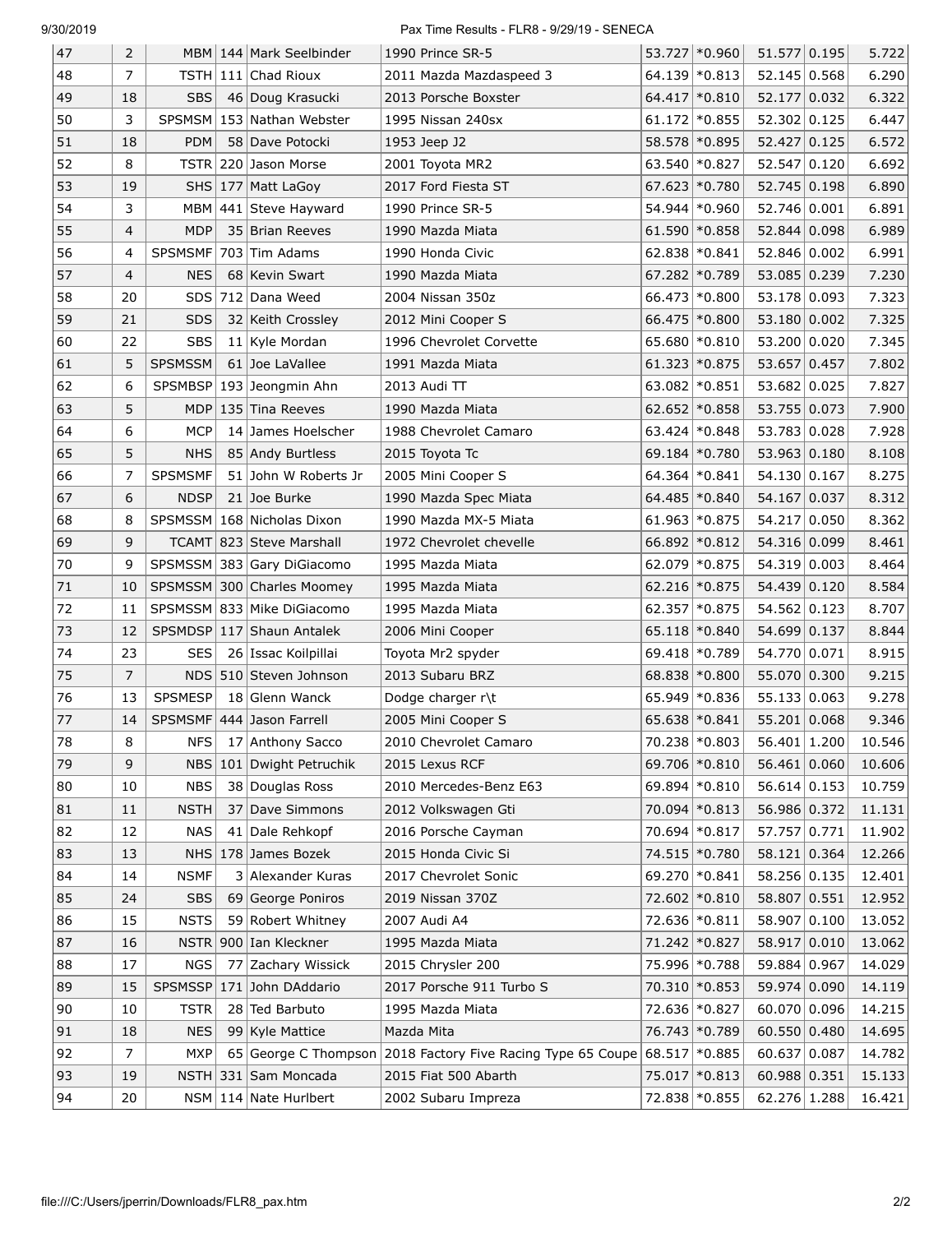| | | | | | | | | | | |
|---|---|---|---|---|---|---|---|---|---|---|
| 47 | 2 | MBM | 144 | Mark Seelbinder | 1990 Prince SR-5 | 53.727 | *0.960 | 51.577 | 0.195 | 5.722 |
| 48 | 7 | TSTH | 111 | Chad Rioux | 2011 Mazda Mazdaspeed 3 | 64.139 | *0.813 | 52.145 | 0.568 | 6.290 |
| 49 | 18 | SBS | 46 | Doug Krasucki | 2013 Porsche Boxster | 64.417 | *0.810 | 52.177 | 0.032 | 6.322 |
| 50 | 3 | SPSMSM | 153 | Nathan Webster | 1995 Nissan 240sx | 61.172 | *0.855 | 52.302 | 0.125 | 6.447 |
| 51 | 18 | PDM | 58 | Dave Potocki | 1953 Jeep J2 | 58.578 | *0.895 | 52.427 | 0.125 | 6.572 |
| 52 | 8 | TSTR | 220 | Jason Morse | 2001 Toyota MR2 | 63.540 | *0.827 | 52.547 | 0.120 | 6.692 |
| 53 | 19 | SHS | 177 | Matt LaGoy | 2017 Ford Fiesta ST | 67.623 | *0.780 | 52.745 | 0.198 | 6.890 |
| 54 | 3 | MBM | 441 | Steve Hayward | 1990 Prince SR-5 | 54.944 | *0.960 | 52.746 | 0.001 | 6.891 |
| 55 | 4 | MDP | 35 | Brian Reeves | 1990 Mazda Miata | 61.590 | *0.858 | 52.844 | 0.098 | 6.989 |
| 56 | 4 | SPSMSMF | 703 | Tim Adams | 1990 Honda Civic | 62.838 | *0.841 | 52.846 | 0.002 | 6.991 |
| 57 | 4 | NES | 68 | Kevin Swart | 1990 Mazda Miata | 67.282 | *0.789 | 53.085 | 0.239 | 7.230 |
| 58 | 20 | SDS | 712 | Dana Weed | 2004 Nissan 350z | 66.473 | *0.800 | 53.178 | 0.093 | 7.323 |
| 59 | 21 | SDS | 32 | Keith Crossley | 2012 Mini Cooper S | 66.475 | *0.800 | 53.180 | 0.002 | 7.325 |
| 60 | 22 | SBS | 11 | Kyle Mordan | 1996 Chevrolet Corvette | 65.680 | *0.810 | 53.200 | 0.020 | 7.345 |
| 61 | 5 | SPSMSSM | 61 | Joe LaVallee | 1991 Mazda Miata | 61.323 | *0.875 | 53.657 | 0.457 | 7.802 |
| 62 | 6 | SPSMBSP | 193 | Jeongmin Ahn | 2013 Audi TT | 63.082 | *0.851 | 53.682 | 0.025 | 7.827 |
| 63 | 5 | MDP | 135 | Tina Reeves | 1990 Mazda Miata | 62.652 | *0.858 | 53.755 | 0.073 | 7.900 |
| 64 | 6 | MCP | 14 | James Hoelscher | 1988 Chevrolet Camaro | 63.424 | *0.848 | 53.783 | 0.028 | 7.928 |
| 65 | 5 | NHS | 85 | Andy Burtless | 2015 Toyota Tc | 69.184 | *0.780 | 53.963 | 0.180 | 8.108 |
| 66 | 7 | SPSMSMF | 51 | John W Roberts Jr | 2005 Mini Cooper S | 64.364 | *0.841 | 54.130 | 0.167 | 8.275 |
| 67 | 6 | NDSP | 21 | Joe Burke | 1990 Mazda Spec Miata | 64.485 | *0.840 | 54.167 | 0.037 | 8.312 |
| 68 | 8 | SPSMSSM | 168 | Nicholas Dixon | 1990 Mazda MX-5 Miata | 61.963 | *0.875 | 54.217 | 0.050 | 8.362 |
| 69 | 9 | TCAMT | 823 | Steve Marshall | 1972 Chevrolet chevelle | 66.892 | *0.812 | 54.316 | 0.099 | 8.461 |
| 70 | 9 | SPSMSSM | 383 | Gary DiGiacomo | 1995 Mazda Miata | 62.079 | *0.875 | 54.319 | 0.003 | 8.464 |
| 71 | 10 | SPSMSSM | 300 | Charles Moomey | 1995 Mazda Miata | 62.216 | *0.875 | 54.439 | 0.120 | 8.584 |
| 72 | 11 | SPSMSSM | 833 | Mike DiGiacomo | 1995 Mazda Miata | 62.357 | *0.875 | 54.562 | 0.123 | 8.707 |
| 73 | 12 | SPSMDSP | 117 | Shaun Antalek | 2006 Mini Cooper | 65.118 | *0.840 | 54.699 | 0.137 | 8.844 |
| 74 | 23 | SES | 26 | Issac Koilpillai | Toyota Mr2 spyder | 69.418 | *0.789 | 54.770 | 0.071 | 8.915 |
| 75 | 7 | NDS | 510 | Steven Johnson | 2013 Subaru BRZ | 68.838 | *0.800 | 55.070 | 0.300 | 9.215 |
| 76 | 13 | SPSMESP | 18 | Glenn Wanck | Dodge charger r\t | 65.949 | *0.836 | 55.133 | 0.063 | 9.278 |
| 77 | 14 | SPSMSMF | 444 | Jason Farrell | 2005 Mini Cooper S | 65.638 | *0.841 | 55.201 | 0.068 | 9.346 |
| 78 | 8 | NFS | 17 | Anthony Sacco | 2010 Chevrolet Camaro | 70.238 | *0.803 | 56.401 | 1.200 | 10.546 |
| 79 | 9 | NBS | 101 | Dwight Petruchik | 2015 Lexus RCF | 69.706 | *0.810 | 56.461 | 0.060 | 10.606 |
| 80 | 10 | NBS | 38 | Douglas Ross | 2010 Mercedes-Benz E63 | 69.894 | *0.810 | 56.614 | 0.153 | 10.759 |
| 81 | 11 | NSTH | 37 | Dave Simmons | 2012 Volkswagen Gti | 70.094 | *0.813 | 56.986 | 0.372 | 11.131 |
| 82 | 12 | NAS | 41 | Dale Rehkopf | 2016 Porsche Cayman | 70.694 | *0.817 | 57.757 | 0.771 | 11.902 |
| 83 | 13 | NHS | 178 | James Bozek | 2015 Honda Civic Si | 74.515 | *0.780 | 58.121 | 0.364 | 12.266 |
| 84 | 14 | NSMF | 3 | Alexander Kuras | 2017 Chevrolet Sonic | 69.270 | *0.841 | 58.256 | 0.135 | 12.401 |
| 85 | 24 | SBS | 69 | George Poniros | 2019 Nissan 370Z | 72.602 | *0.810 | 58.807 | 0.551 | 12.952 |
| 86 | 15 | NSTS | 59 | Robert Whitney | 2007 Audi A4 | 72.636 | *0.811 | 58.907 | 0.100 | 13.052 |
| 87 | 16 | NSTR | 900 | Ian Kleckner | 1995 Mazda Miata | 71.242 | *0.827 | 58.917 | 0.010 | 13.062 |
| 88 | 17 | NGS | 77 | Zachary Wissick | 2015 Chrysler 200 | 75.996 | *0.788 | 59.884 | 0.967 | 14.029 |
| 89 | 15 | SPSMSSP | 171 | John DAddario | 2017 Porsche 911 Turbo S | 70.310 | *0.853 | 59.974 | 0.090 | 14.119 |
| 90 | 10 | TSTR | 28 | Ted Barbuto | 1995 Mazda Miata | 72.636 | *0.827 | 60.070 | 0.096 | 14.215 |
| 91 | 18 | NES | 99 | Kyle Mattice | Mazda Mita | 76.743 | *0.789 | 60.550 | 0.480 | 14.695 |
| 92 | 7 | MXP | 65 | George C Thompson | 2018 Factory Five Racing Type 65 Coupe | 68.517 | *0.885 | 60.637 | 0.087 | 14.782 |
| 93 | 19 | NSTH | 331 | Sam Moncada | 2015 Fiat 500 Abarth | 75.017 | *0.813 | 60.988 | 0.351 | 15.133 |
| 94 | 20 | NSM | 114 | Nate Hurlbert | 2002 Subaru Impreza | 72.838 | *0.855 | 62.276 | 1.288 | 16.421 |